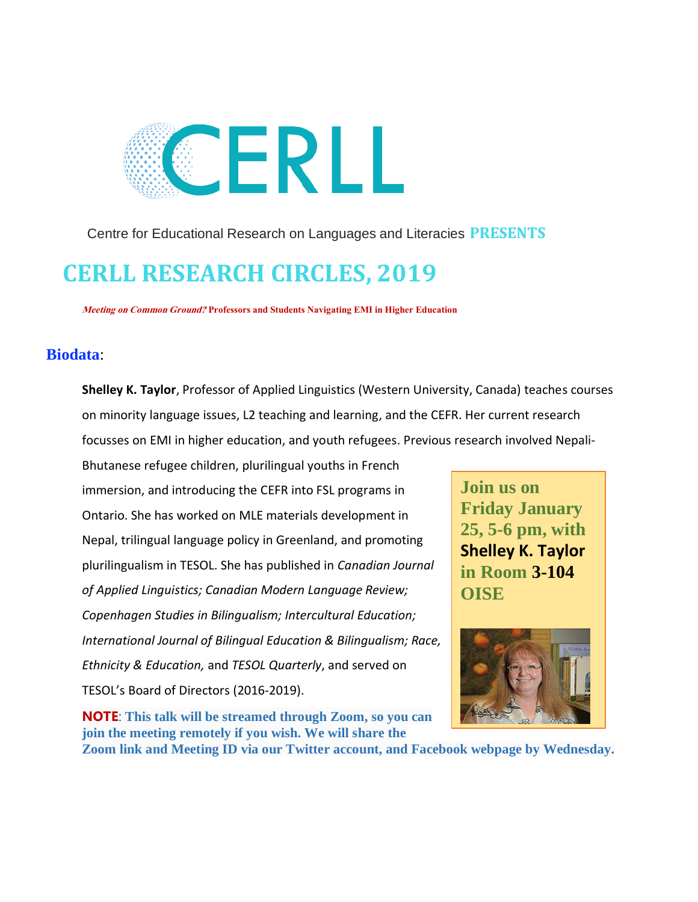# CERLL

Centre for Educational Research on Languages and Literacies **PRESENTS**

# CERLL RESEARCH CIRCLES, 2019

***Meeting on Common Ground?*** **Professors and Students Navigating EMI in Higher Education**

## Biodata:

**Shelley K. Taylor**, Professor of Applied Linguistics (Western University, Canada) teaches courses on minority language issues, L2 teaching and learning, and the CEFR. Her current research focusses on EMI in higher education, and youth refugees. Previous research involved Nepali-Bhutanese refugee children, plurilingual youths in French immersion, and introducing the CEFR into FSL programs in Ontario. She has worked on MLE materials development in Nepal, trilingual language policy in Greenland, and promoting plurilingualism in TESOL. She has published in *Canadian Journal of Applied Linguistics; Canadian Modern Language Review; Copenhagen Studies in Bilingualism; Intercultural Education; International Journal of Bilingual Education & Bilingualism; Race, Ethnicity & Education,* and *TESOL Quarterly*, and served on TESOL's Board of Directors (2016-2019).

**Join us on Friday January 25, 5-6 pm, with Shelley K. Taylor in Room 3-104 OISE**

**NOTE**: **This talk will be streamed through Zoom, so you can join the meeting remotely if you wish. We will share the Zoom link and Meeting ID via our Twitter account, and Facebook webpage by Wednesday.**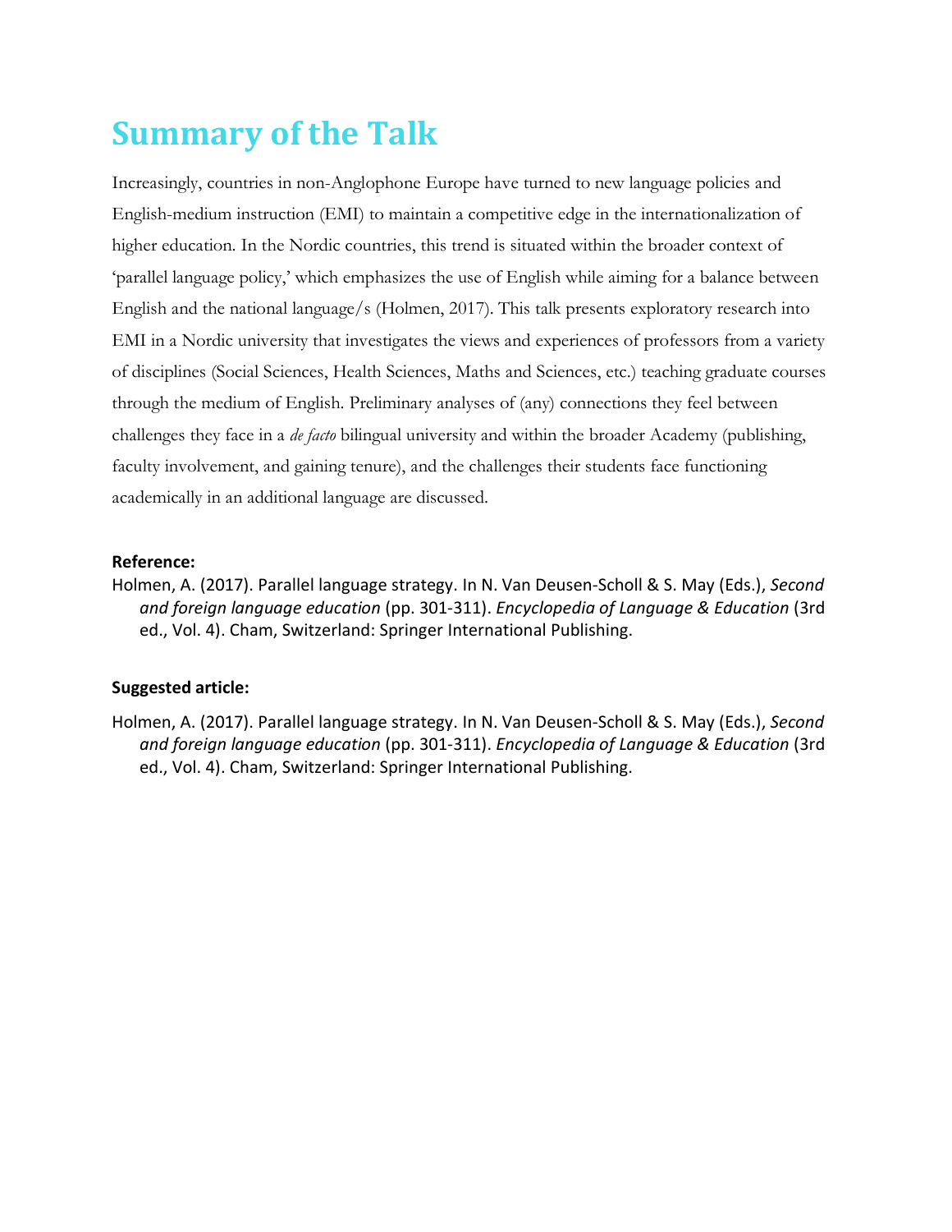# Summary of the Talk

Increasingly, countries in non-Anglophone Europe have turned to new language policies and English-medium instruction (EMI) to maintain a competitive edge in the internationalization of higher education. In the Nordic countries, this trend is situated within the broader context of 'parallel language policy,' which emphasizes the use of English while aiming for a balance between English and the national language/s (Holmen, 2017). This talk presents exploratory research into EMI in a Nordic university that investigates the views and experiences of professors from a variety of disciplines (Social Sciences, Health Sciences, Maths and Sciences, etc.) teaching graduate courses through the medium of English. Preliminary analyses of (any) connections they feel between challenges they face in a *de facto* bilingual university and within the broader Academy (publishing, faculty involvement, and gaining tenure), and the challenges their students face functioning academically in an additional language are discussed.

**Reference:**

Holmen, A. (2017). Parallel language strategy. In N. Van Deusen-Scholl & S. May (Eds.), *Second and foreign language education* (pp. 301-311). *Encyclopedia of Language & Education* (3rd ed., Vol. 4). Cham, Switzerland: Springer International Publishing.

**Suggested article:**

Holmen, A. (2017). Parallel language strategy. In N. Van Deusen-Scholl & S. May (Eds.), *Second and foreign language education* (pp. 301-311). *Encyclopedia of Language & Education* (3rd ed., Vol. 4). Cham, Switzerland: Springer International Publishing.